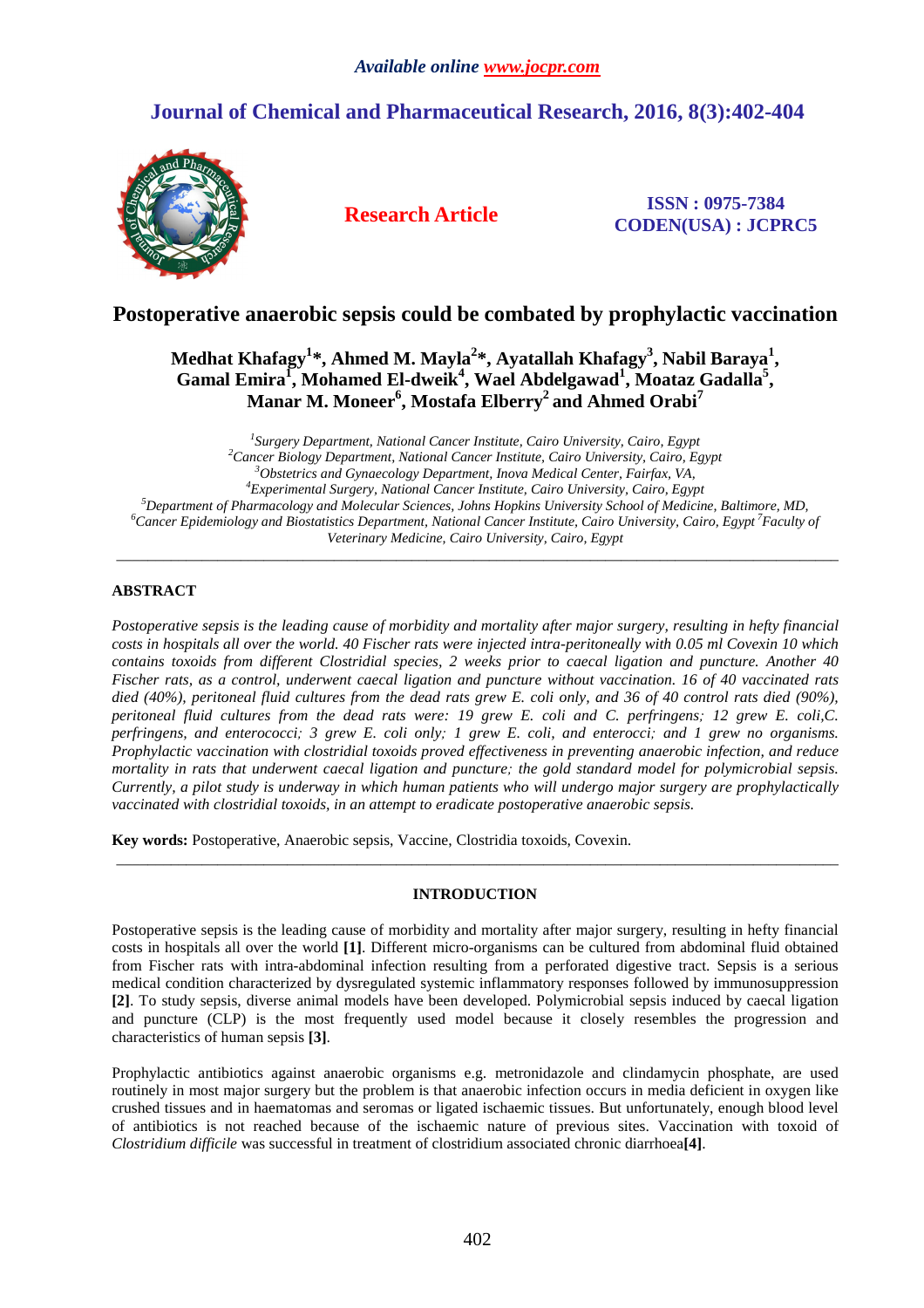*Available online www.jocpr.com*

# Journal of Chemical and Pharmaceutical Research, 2016, 8(3):402-404

**Research Article**

**ISSN : 0975-7384**
**CODEN(USA) : JCPRC5**

## Postoperative anaerobic sepsis could be combated by prophylactic vaccination

**Medhat Khafagy[1]\*, Ahmed M. Mayla[2]\*, Ayatallah Khafagy[3], Nabil Baraya[1], Gamal Emira[1], Mohamed El-dweik[4], Wael Abdelgawad[1], Moataz Gadalla[5], Manar M. Moneer[6], Mostafa Elberry[2] and Ahmed Orabi[7]**

*[1]Surgery Department, National Cancer Institute, Cairo University, Cairo, Egypt*
*[2]Cancer Biology Department, National Cancer Institute, Cairo University, Cairo, Egypt*
*[3]Obstetrics and Gynaecology Department, Inova Medical Center, Fairfax, VA,*
*[4]Experimental Surgery, National Cancer Institute, Cairo University, Cairo, Egypt*
*[5]Department of Pharmacology and Molecular Sciences, Johns Hopkins University School of Medicine, Baltimore, MD,*
*[6]Cancer Epidemiology and Biostatistics Department, National Cancer Institute, Cairo University, Cairo, Egypt [7]Faculty of Veterinary Medicine, Cairo University, Cairo, Egypt*

---

### ABSTRACT

*Postoperative sepsis is the leading cause of morbidity and mortality after major surgery, resulting in hefty financial costs in hospitals all over the world. 40 Fischer rats were injected intra-peritoneally with 0.05 ml Covexin 10 which contains toxoids from different Clostridial species, 2 weeks prior to caecal ligation and puncture. Another 40 Fischer rats, as a control, underwent caecal ligation and puncture without vaccination. 16 of 40 vaccinated rats died (40%), peritoneal fluid cultures from the dead rats grew E. coli only, and 36 of 40 control rats died (90%), peritoneal fluid cultures from the dead rats were: 19 grew E. coli and C. perfringens; 12 grew E. coli,C. perfringens, and enterococci; 3 grew E. coli only; 1 grew E. coli, and enterocci; and 1 grew no organisms. Prophylactic vaccination with clostridial toxoids proved effectiveness in preventing anaerobic infection, and reduce mortality in rats that underwent caecal ligation and puncture; the gold standard model for polymicrobial sepsis. Currently, a pilot study is underway in which human patients who will undergo major surgery are prophylactically vaccinated with clostridial toxoids, in an attempt to eradicate postoperative anaerobic sepsis.*

**Key words:** Postoperative, Anaerobic sepsis, Vaccine, Clostridia toxoids, Covexin.

---

### INTRODUCTION

Postoperative sepsis is the leading cause of morbidity and mortality after major surgery, resulting in hefty financial costs in hospitals all over the world **[1]**. Different micro-organisms can be cultured from abdominal fluid obtained from Fischer rats with intra-abdominal infection resulting from a perforated digestive tract. Sepsis is a serious medical condition characterized by dysregulated systemic inflammatory responses followed by immunosuppression **[2]**. To study sepsis, diverse animal models have been developed. Polymicrobial sepsis induced by caecal ligation and puncture (CLP) is the most frequently used model because it closely resembles the progression and characteristics of human sepsis **[3]**.

Prophylactic antibiotics against anaerobic organisms e.g. metronidazole and clindamycin phosphate, are used routinely in most major surgery but the problem is that anaerobic infection occurs in media deficient in oxygen like crushed tissues and in haematomas and seromas or ligated ischaemic tissues. But unfortunately, enough blood level of antibiotics is not reached because of the ischaemic nature of previous sites. Vaccination with toxoid of *Clostridium difficile* was successful in treatment of clostridium associated chronic diarrhoea**[4]**.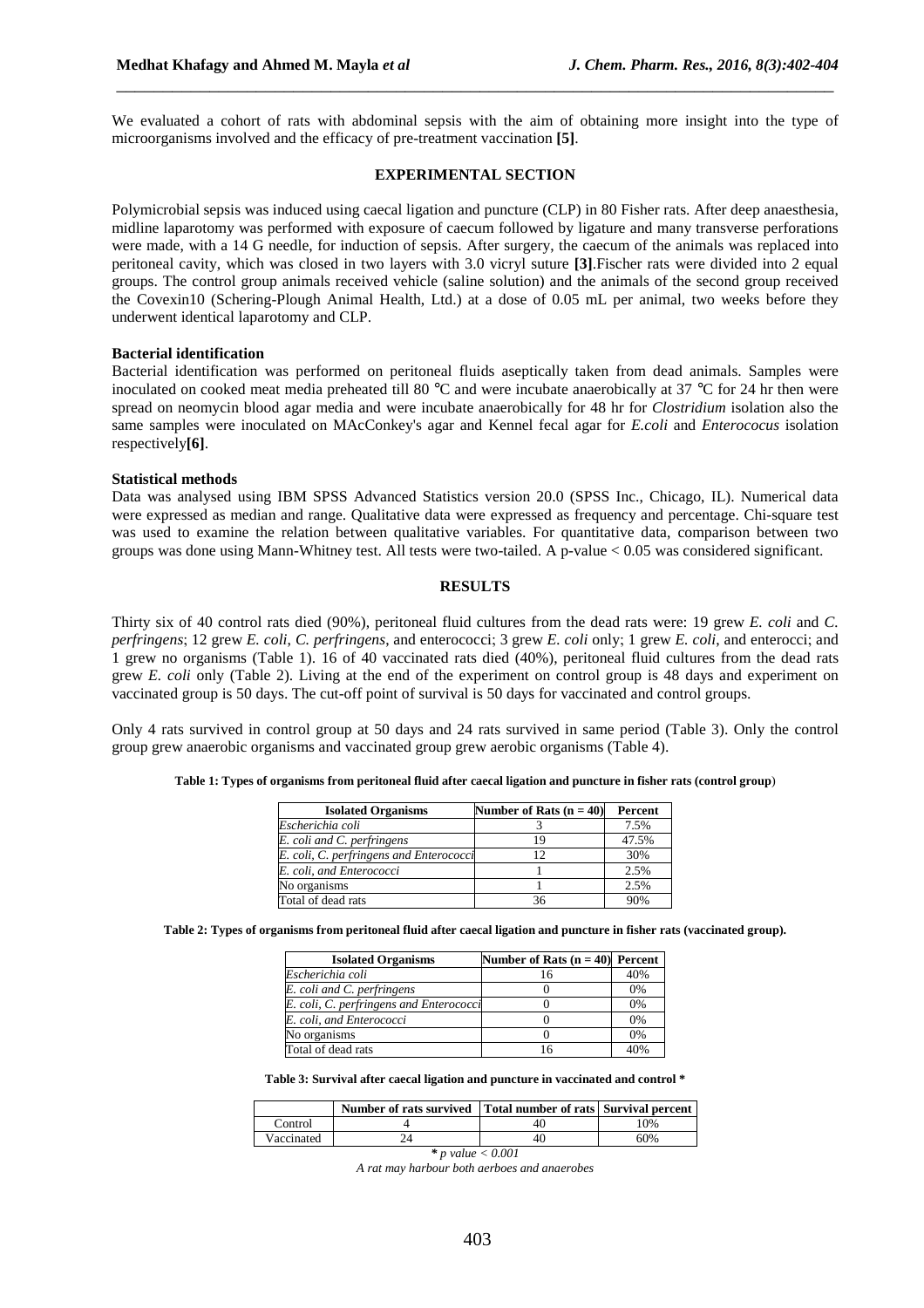We evaluated a cohort of rats with abdominal sepsis with the aim of obtaining more insight into the type of microorganisms involved and the efficacy of pre-treatment vaccination **[5]**.

## EXPERIMENTAL SECTION

Polymicrobial sepsis was induced using caecal ligation and puncture (CLP) in 80 Fisher rats. After deep anaesthesia, midline laparotomy was performed with exposure of caecum followed by ligature and many transverse perforations were made, with a 14 G needle, for induction of sepsis. After surgery, the caecum of the animals was replaced into peritoneal cavity, which was closed in two layers with 3.0 vicryl suture **[3]**.Fischer rats were divided into 2 equal groups. The control group animals received vehicle (saline solution) and the animals of the second group received the Covexin10 (Schering-Plough Animal Health, Ltd.) at a dose of 0.05 mL per animal, two weeks before they underwent identical laparotomy and CLP.

### Bacterial identification

Bacterial identification was performed on peritoneal fluids aseptically taken from dead animals. Samples were inoculated on cooked meat media preheated till 80 °C and were incubate anaerobically at 37 °C for 24 hr then were spread on neomycin blood agar media and were incubate anaerobically for 48 hr for *Clostridium* isolation also the same samples were inoculated on MAcConkey's agar and Kennel fecal agar for *E.coli* and *Enterococus* isolation respectively**[6]**.

### Statistical methods

Data was analysed using IBM SPSS Advanced Statistics version 20.0 (SPSS Inc., Chicago, IL). Numerical data were expressed as median and range. Qualitative data were expressed as frequency and percentage. Chi-square test was used to examine the relation between qualitative variables. For quantitative data, comparison between two groups was done using Mann-Whitney test. All tests were two-tailed. A p-value < 0.05 was considered significant.

## RESULTS

Thirty six of 40 control rats died (90%), peritoneal fluid cultures from the dead rats were: 19 grew *E. coli* and *C. perfringens*; 12 grew *E. coli, C. perfringens,* and enterococci; 3 grew *E. coli* only; 1 grew *E. coli*, and enterocci; and 1 grew no organisms (Table 1). 16 of 40 vaccinated rats died (40%), peritoneal fluid cultures from the dead rats grew *E. coli* only (Table 2). Living at the end of the experiment on control group is 48 days and experiment on vaccinated group is 50 days. The cut-off point of survival is 50 days for vaccinated and control groups.

Only 4 rats survived in control group at 50 days and 24 rats survived in same period (Table 3). Only the control group grew anaerobic organisms and vaccinated group grew aerobic organisms (Table 4).

**Table 1: Types of organisms from peritoneal fluid after caecal ligation and puncture in fisher rats (control group)**

| Isolated Organisms | Number of Rats (n = 40) | Percent |
|---|---|---|
| *Escherichia coli* | 3 | 7.5% |
| *E. coli and C. perfringens* | 19 | 47.5% |
| *E. coli, C. perfringens and Enterococci* | 12 | 30% |
| *E. coli, and Enterococci* | 1 | 2.5% |
| No organisms | 1 | 2.5% |
| Total of dead rats | 36 | 90% |

**Table 2: Types of organisms from peritoneal fluid after caecal ligation and puncture in fisher rats (vaccinated group).**

| Isolated Organisms | Number of Rats (n = 40) | Percent |
|---|---|---|
| *Escherichia coli* | 16 | 40% |
| *E. coli and C. perfringens* | 0 | 0% |
| *E. coli, C. perfringens and Enterococci* | 0 | 0% |
| *E. coli, and Enterococci* | 0 | 0% |
| No organisms | 0 | 0% |
| Total of dead rats | 16 | 40% |

**Table 3: Survival after caecal ligation and puncture in vaccinated and control \***

| | Number of rats survived | Total number of rats | Survival percent |
|---|---|---|---|
| Control | 4 | 40 | 10% |
| Vaccinated | 24 | 40 | 60% |

*\* p value < 0.001*

*A rat may harbour both aerboes and anaerobes*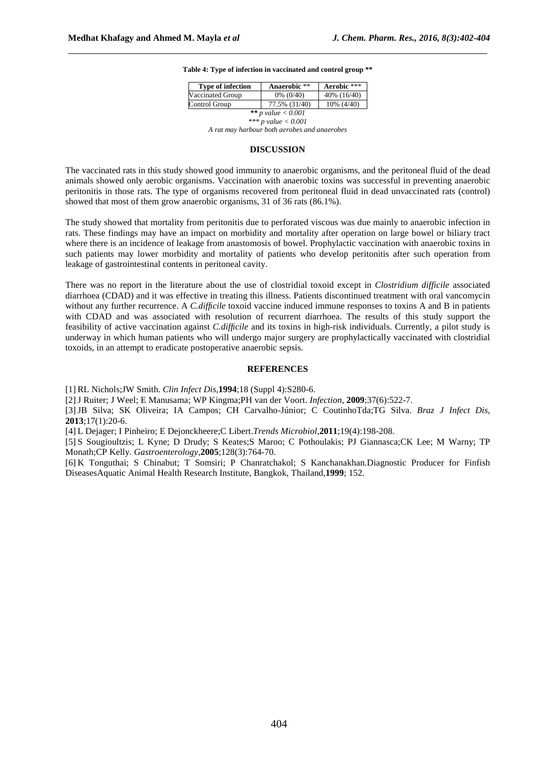**Table 4: Type of infection in vaccinated and control group \*\***

| Type of infection | Anaerobic ** | Aerobic *** |
|---|---|---|
| Vaccinated Group | 0% (0/40) | 40% (16/40) |
| Control Group | 77.5% (31/40) | 10% (4/40) |

*\*\* p value < 0.001*

*\*\*\* p value < 0.001*

*A rat may harbour both aerobes and anaerobes*

## DISCUSSION

The vaccinated rats in this study showed good immunity to anaerobic organisms, and the peritoneal fluid of the dead animals showed only aerobic organisms. Vaccination with anaerobic toxins was successful in preventing anaerobic peritonitis in those rats. The type of organisms recovered from peritoneal fluid in dead unvaccinated rats (control) showed that most of them grow anaerobic organisms, 31 of 36 rats (86.1%).

The study showed that mortality from peritonitis due to perforated viscous was due mainly to anaerobic infection in rats. These findings may have an impact on morbidity and mortality after operation on large bowel or biliary tract where there is an incidence of leakage from anastomosis of bowel. Prophylactic vaccination with anaerobic toxins in such patients may lower morbidity and mortality of patients who develop peritonitis after such operation from leakage of gastrointestinal contents in peritoneal cavity.

There was no report in the literature about the use of clostridial toxoid except in *Clostridium difficile* associated diarrhoea (CDAD) and it was effective in treating this illness. Patients discontinued treatment with oral vancomycin without any further recurrence. A *C.difficile* toxoid vaccine induced immune responses to toxins A and B in patients with CDAD and was associated with resolution of recurrent diarrhoea. The results of this study support the feasibility of active vaccination against *C.difficile* and its toxins in high-risk individuals. Currently, a pilot study is underway in which human patients who will undergo major surgery are prophylactically vaccinated with clostridial toxoids, in an attempt to eradicate postoperative anaerobic sepsis.

## REFERENCES

[1] RL Nichols;JW Smith. *Clin Infect Dis*,**1994**;18 (Suppl 4):S280-6.

[2] J Ruiter; J Weel; E Manusama; WP Kingma;PH van der Voort. *Infection*, **2009**;37(6):522-7.

[3] JB Silva; SK Oliveira; IA Campos; CH Carvalho-Júnior; C CoutinhoTda;TG Silva. *Braz J Infect Dis*, **2013**;17(1):20-6.

[4] L Dejager; I Pinheiro; E Dejonckheere;C Libert.*Trends Microbiol*,**2011**;19(4):198-208.

[5] S Sougioultzis; L Kyne; D Drudy; S Keates;S Maroo; C Pothoulakis; PJ Giannasca;CK Lee; M Warny; TP Monath;CP Kelly. *Gastroenterology*,**2005**;128(3):764-70.

[6] K Tonguthai; S Chinabut; T Somsiri; P Chanratchakol; S Kanchanakhan.Diagnostic Producer for Finfish DiseasesAquatic Animal Health Research Institute, Bangkok, Thailand,**1999**; 152.